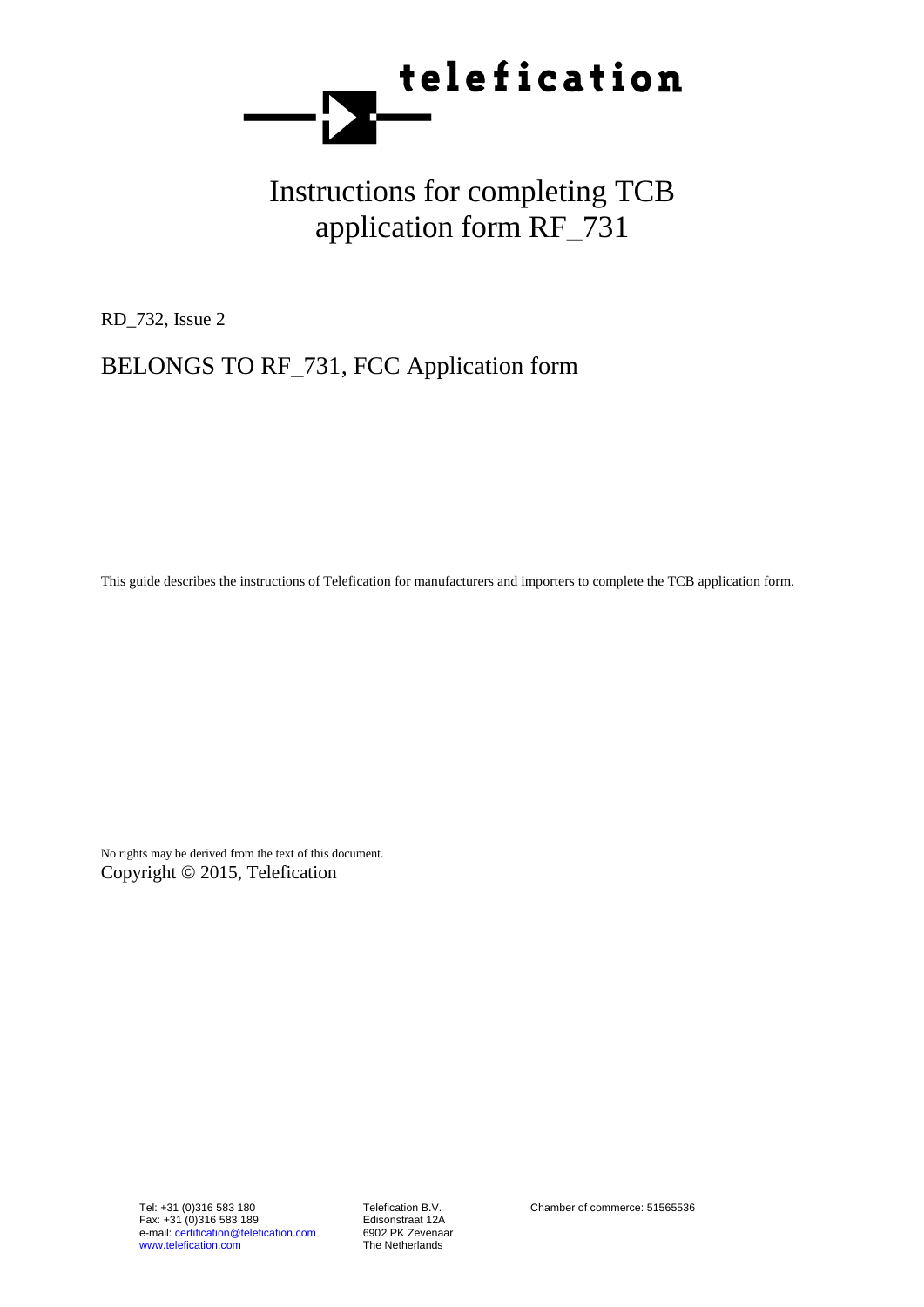telefication

# Instructions for completing TCB application form RF_731

RD_732, Issue 2

## BELONGS TO RF_731, FCC Application form

This guide describes the instructions of Telefication for manufacturers and importers to complete the TCB application form.

No rights may be derived from the text of this document.
Copyright © 2015, Telefication

Tel: +31 (0)316 583 180
Fax: +31 (0)316 583 189
e-mail: certification@telefication.com
www.telefication.com

Telefication B.V.
Edisonstraat 12A
6902 PK Zevenaar
The Netherlands

Chamber of commerce: 51565536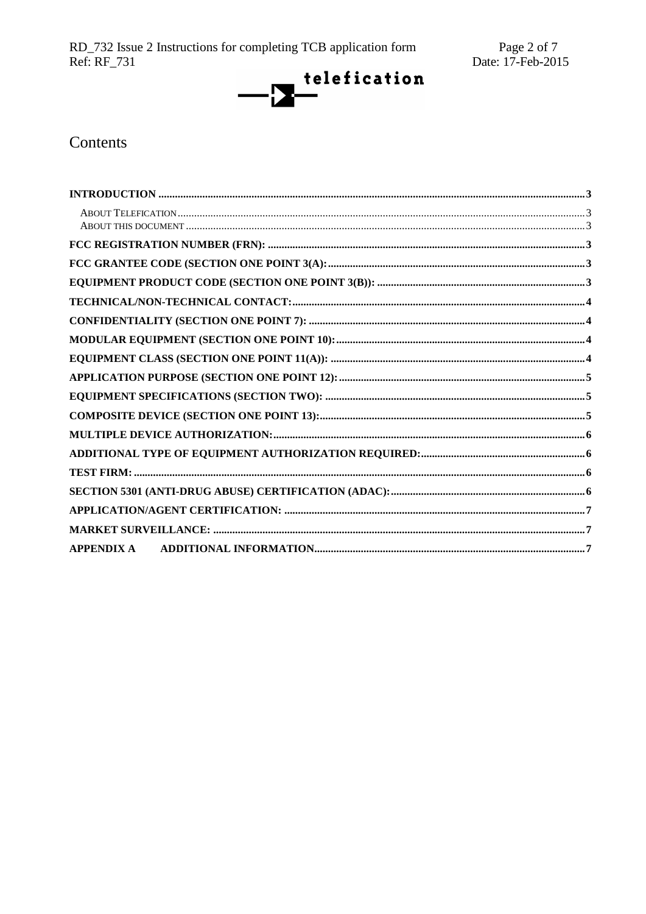# Contents

| | |
|---|---|
| **INTRODUCTION** | **3** |
| About Telefication | 3 |
| About this document | 3 |
| **FCC REGISTRATION NUMBER (FRN):** | **3** |
| **FCC GRANTEE CODE (SECTION ONE POINT 3(A):** | **3** |
| **EQUIPMENT PRODUCT CODE (SECTION ONE POINT 3(B)):** | **3** |
| **TECHNICAL/NON-TECHNICAL CONTACT:** | **4** |
| **CONFIDENTIALITY (SECTION ONE POINT 7):** | **4** |
| **MODULAR EQUIPMENT (SECTION ONE POINT 10):** | **4** |
| **EQUIPMENT CLASS (SECTION ONE POINT 11(A)):** | **4** |
| **APPLICATION PURPOSE (SECTION ONE POINT 12):** | **5** |
| **EQUIPMENT SPECIFICATIONS (SECTION TWO):** | **5** |
| **COMPOSITE DEVICE (SECTION ONE POINT 13):** | **5** |
| **MULTIPLE DEVICE AUTHORIZATION:** | **6** |
| **ADDITIONAL TYPE OF EQUIPMENT AUTHORIZATION REQUIRED:** | **6** |
| **TEST FIRM:** | **6** |
| **SECTION 5301 (ANTI-DRUG ABUSE) CERTIFICATION (ADAC):** | **6** |
| **APPLICATION/AGENT CERTIFICATION:** | **7** |
| **MARKET SURVEILLANCE:** | **7** |
| **APPENDIX A ADDITIONAL INFORMATION** | **7** |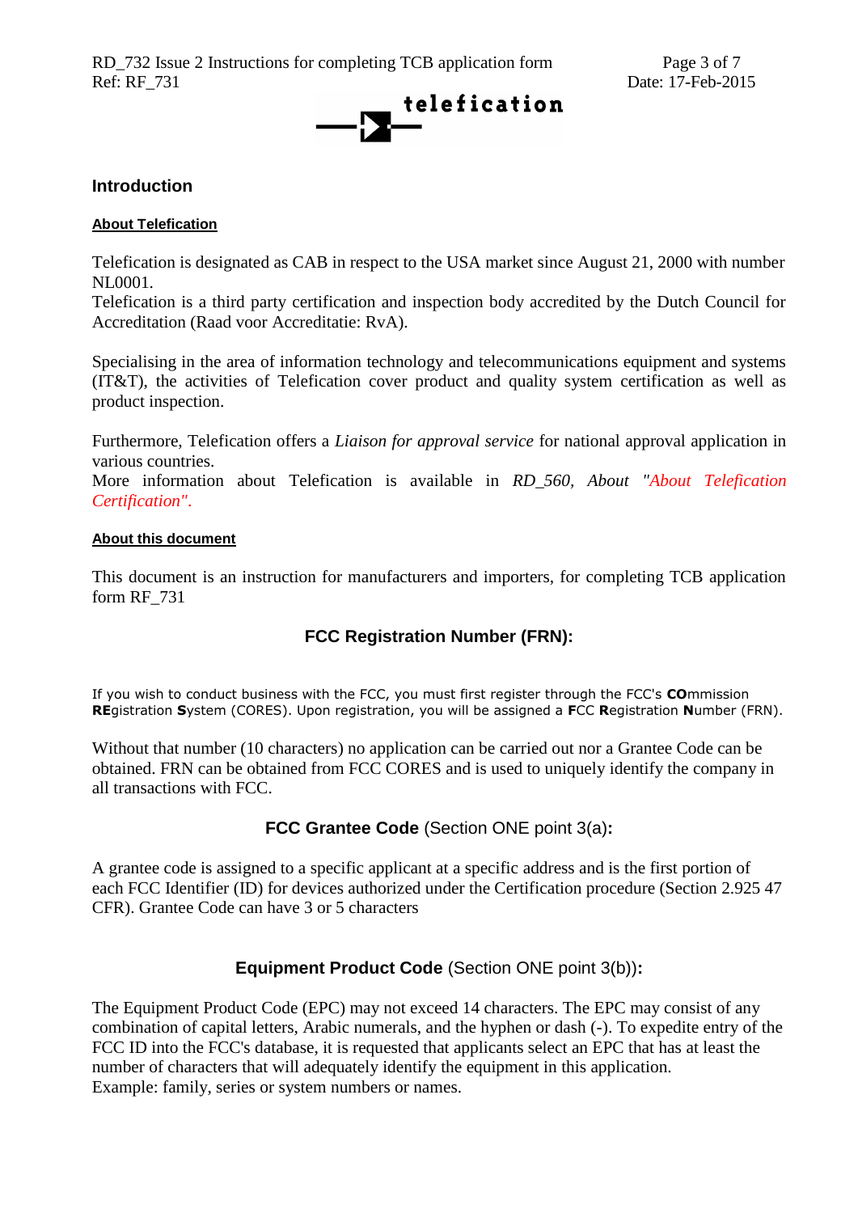## Introduction

**About Telefication**

Telefication is designated as CAB in respect to the USA market since August 21, 2000 with number NL0001.
Telefication is a third party certification and inspection body accredited by the Dutch Council for Accreditation (Raad voor Accreditatie: RvA).

Specialising in the area of information technology and telecommunications equipment and systems (IT&T), the activities of Telefication cover product and quality system certification as well as product inspection.

Furthermore, Telefication offers a *Liaison for approval service* for national approval application in various countries.
More information about Telefication is available in *RD_560, About "About Telefication Certification".*

**About this document**

This document is an instruction for manufacturers and importers, for completing TCB application form RF_731

### FCC Registration Number (FRN):

If you wish to conduct business with the FCC, you must first register through the FCC's **CO**mmission **RE**gistration **S**ystem (CORES). Upon registration, you will be assigned a **F**CC **R**egistration **N**umber (FRN).

Without that number (10 characters) no application can be carried out nor a Grantee Code can be obtained. FRN can be obtained from FCC CORES and is used to uniquely identify the company in all transactions with FCC.

### FCC Grantee Code (Section ONE point 3(a):

A grantee code is assigned to a specific applicant at a specific address and is the first portion of each FCC Identifier (ID) for devices authorized under the Certification procedure (Section 2.925 47 CFR). Grantee Code can have 3 or 5 characters

### Equipment Product Code (Section ONE point 3(b)):

The Equipment Product Code (EPC) may not exceed 14 characters. The EPC may consist of any combination of capital letters, Arabic numerals, and the hyphen or dash (-). To expedite entry of the FCC ID into the FCC's database, it is requested that applicants select an EPC that has at least the number of characters that will adequately identify the equipment in this application.
Example: family, series or system numbers or names.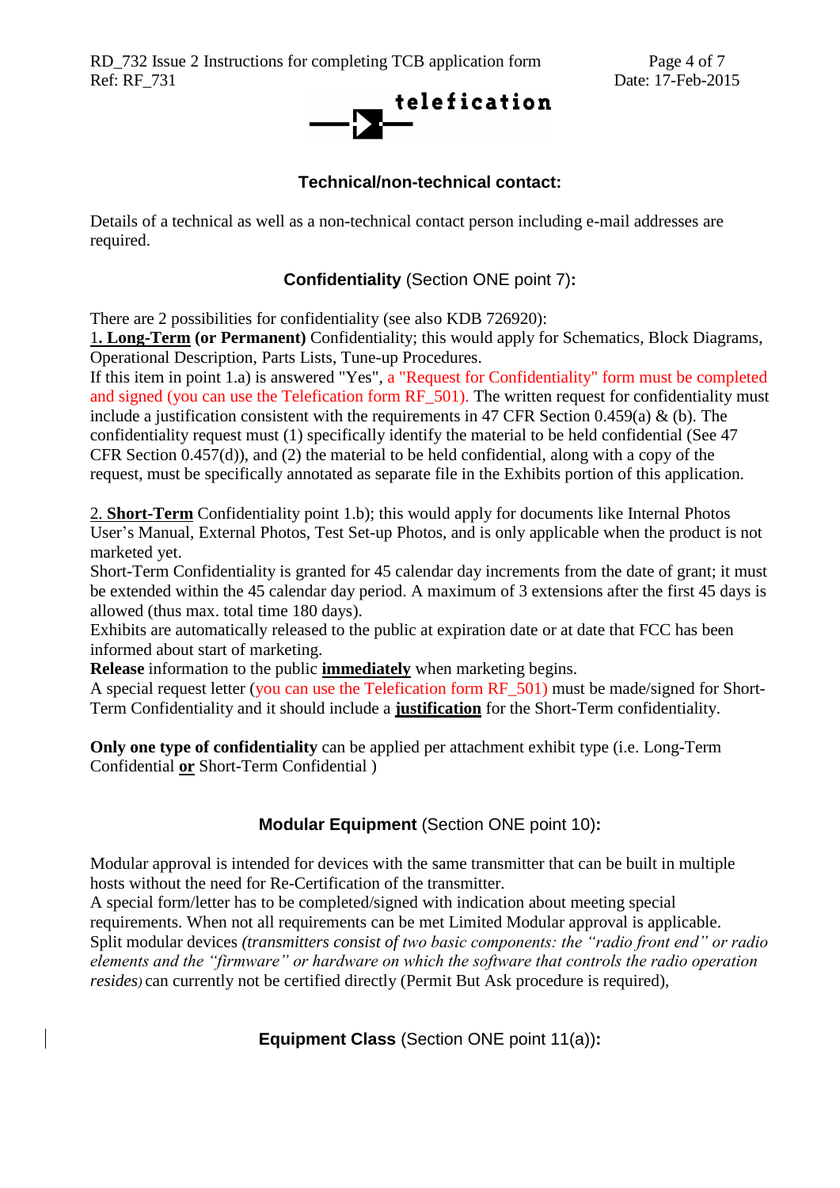## Technical/non-technical contact:

Details of a technical as well as a non-technical contact person including e-mail addresses are required.

## **Confidentiality** (Section ONE point 7)**:**

There are 2 possibilities for confidentiality (see also KDB 726920):
1**. Long-Term** **(or Permanent)** Confidentiality; this would apply for Schematics, Block Diagrams, Operational Description, Parts Lists, Tune-up Procedures.
If this item in point 1.a) is answered "Yes", a "Request for Confidentiality" form must be completed and signed (you can use the Telefication form RF_501). The written request for confidentiality must include a justification consistent with the requirements in 47 CFR Section 0.459(a) & (b). The confidentiality request must (1) specifically identify the material to be held confidential (See 47 CFR Section 0.457(d)), and (2) the material to be held confidential, along with a copy of the request, must be specifically annotated as separate file in the Exhibits portion of this application.

2. **Short-Term** Confidentiality point 1.b); this would apply for documents like Internal Photos User's Manual, External Photos, Test Set-up Photos, and is only applicable when the product is not marketed yet.
Short-Term Confidentiality is granted for 45 calendar day increments from the date of grant; it must be extended within the 45 calendar day period. A maximum of 3 extensions after the first 45 days is allowed (thus max. total time 180 days).
Exhibits are automatically released to the public at expiration date or at date that FCC has been informed about start of marketing.
**Release** information to the public **immediately** when marketing begins.
A special request letter (you can use the Telefication form RF_501) must be made/signed for Short-Term Confidentiality and it should include a **justification** for the Short-Term confidentiality.

**Only one type of confidentiality** can be applied per attachment exhibit type (i.e. Long-Term Confidential **or** Short-Term Confidential )

## **Modular Equipment** (Section ONE point 10)**:**

Modular approval is intended for devices with the same transmitter that can be built in multiple hosts without the need for Re-Certification of the transmitter.
A special form/letter has to be completed/signed with indication about meeting special requirements. When not all requirements can be met Limited Modular approval is applicable.
Split modular devices *(transmitters consist of two basic components: the "radio front end" or radio elements and the "firmware" or hardware on which the software that controls the radio operation resides)* can currently not be certified directly (Permit But Ask procedure is required),

## **Equipment Class** (Section ONE point 11(a))**:**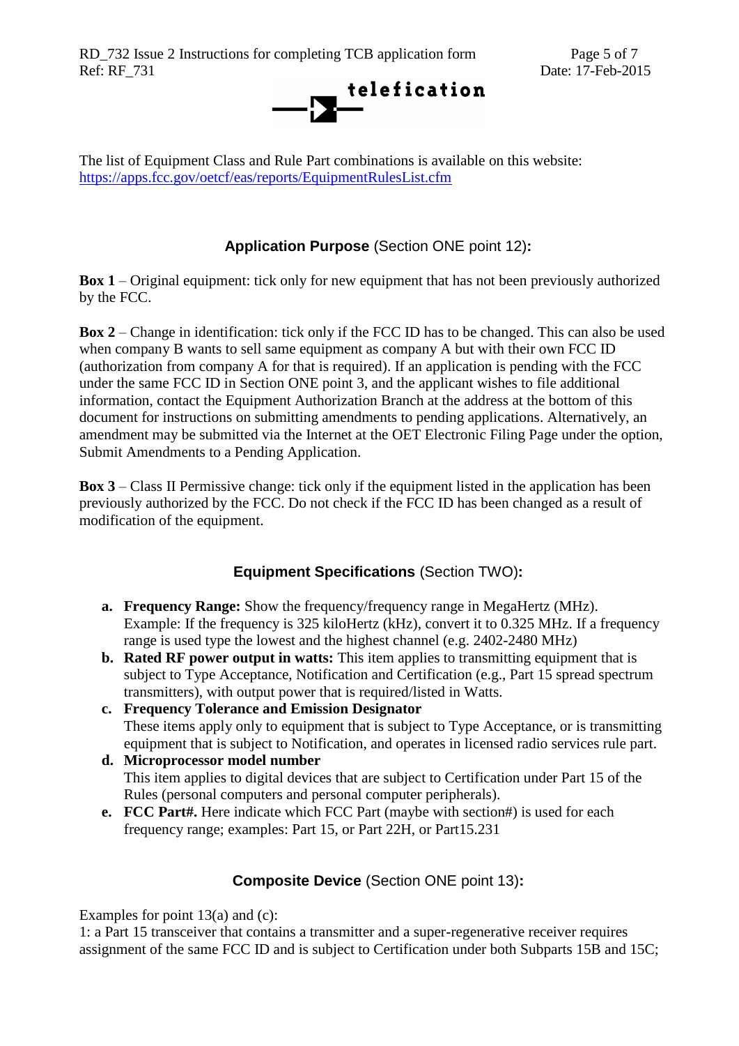The list of Equipment Class and Rule Part combinations is available on this website: [https://apps.fcc.gov/oetcf/eas/reports/EquipmentRulesList.cfm](https://apps.fcc.gov/oetcf/eas/reports/EquipmentRulesList.cfm)

## **Application Purpose** (Section ONE point 12)**:**

**Box 1** – Original equipment: tick only for new equipment that has not been previously authorized by the FCC.

**Box 2** – Change in identification: tick only if the FCC ID has to be changed. This can also be used when company B wants to sell same equipment as company A but with their own FCC ID (authorization from company A for that is required). If an application is pending with the FCC under the same FCC ID in Section ONE point 3, and the applicant wishes to file additional information, contact the Equipment Authorization Branch at the address at the bottom of this document for instructions on submitting amendments to pending applications. Alternatively, an amendment may be submitted via the Internet at the OET Electronic Filing Page under the option, Submit Amendments to a Pending Application.

**Box 3** – Class II Permissive change: tick only if the equipment listed in the application has been previously authorized by the FCC. Do not check if the FCC ID has been changed as a result of modification of the equipment.

## **Equipment Specifications** (Section TWO)**:**

- **a. Frequency Range:** Show the frequency/frequency range in MegaHertz (MHz). Example: If the frequency is 325 kiloHertz (kHz), convert it to 0.325 MHz. If a frequency range is used type the lowest and the highest channel (e.g. 2402-2480 MHz)
- **b. Rated RF power output in watts:** This item applies to transmitting equipment that is subject to Type Acceptance, Notification and Certification (e.g., Part 15 spread spectrum transmitters), with output power that is required/listed in Watts.
- **c. Frequency Tolerance and Emission Designator**
  These items apply only to equipment that is subject to Type Acceptance, or is transmitting equipment that is subject to Notification, and operates in licensed radio services rule part.
- **d. Microprocessor model number**
  This item applies to digital devices that are subject to Certification under Part 15 of the Rules (personal computers and personal computer peripherals).
- **e. FCC Part#.** Here indicate which FCC Part (maybe with section#) is used for each frequency range; examples: Part 15, or Part 22H, or Part15.231

## **Composite Device** (Section ONE point 13)**:**

Examples for point 13(a) and (c):
1: a Part 15 transceiver that contains a transmitter and a super-regenerative receiver requires assignment of the same FCC ID and is subject to Certification under both Subparts 15B and 15C;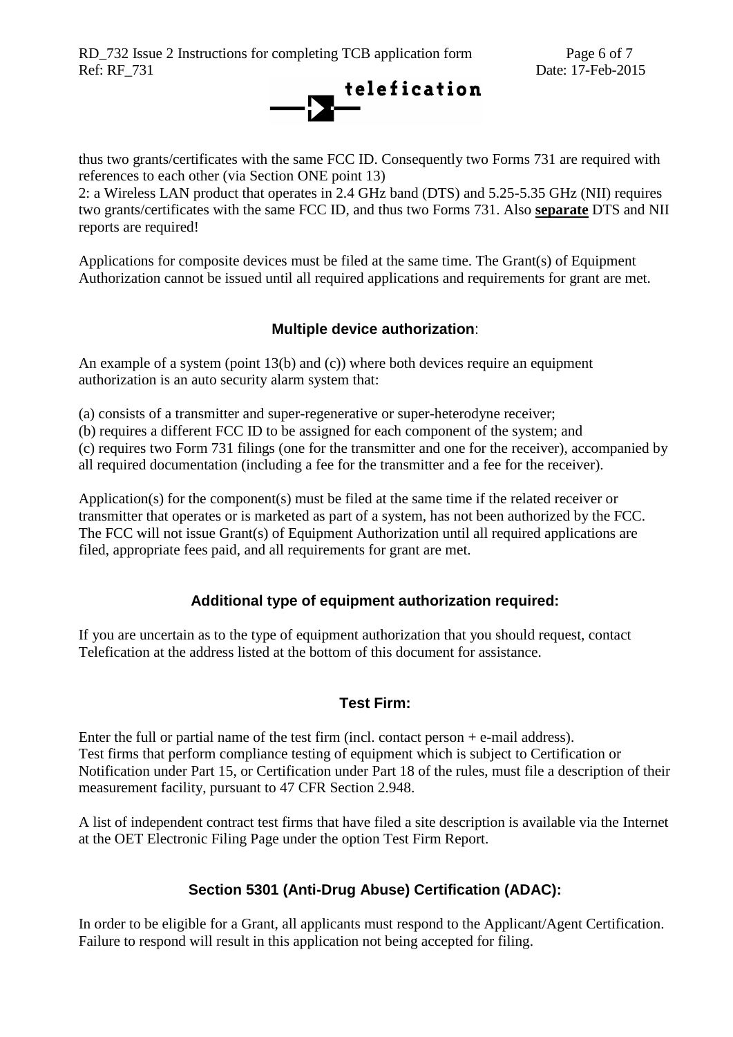thus two grants/certificates with the same FCC ID. Consequently two Forms 731 are required with references to each other (via Section ONE point 13)
2: a Wireless LAN product that operates in 2.4 GHz band (DTS) and 5.25-5.35 GHz (NII) requires two grants/certificates with the same FCC ID, and thus two Forms 731. Also **separate** DTS and NII reports are required!

Applications for composite devices must be filed at the same time. The Grant(s) of Equipment Authorization cannot be issued until all required applications and requirements for grant are met.

## Multiple device authorization:

An example of a system (point 13(b) and (c)) where both devices require an equipment authorization is an auto security alarm system that:

(a) consists of a transmitter and super-regenerative or super-heterodyne receiver;
(b) requires a different FCC ID to be assigned for each component of the system; and
(c) requires two Form 731 filings (one for the transmitter and one for the receiver), accompanied by all required documentation (including a fee for the transmitter and a fee for the receiver).

Application(s) for the component(s) must be filed at the same time if the related receiver or transmitter that operates or is marketed as part of a system, has not been authorized by the FCC. The FCC will not issue Grant(s) of Equipment Authorization until all required applications are filed, appropriate fees paid, and all requirements for grant are met.

## Additional type of equipment authorization required:

If you are uncertain as to the type of equipment authorization that you should request, contact Telefication at the address listed at the bottom of this document for assistance.

## Test Firm:

Enter the full or partial name of the test firm (incl. contact person + e-mail address).
Test firms that perform compliance testing of equipment which is subject to Certification or Notification under Part 15, or Certification under Part 18 of the rules, must file a description of their measurement facility, pursuant to 47 CFR Section 2.948.

A list of independent contract test firms that have filed a site description is available via the Internet at the OET Electronic Filing Page under the option Test Firm Report.

## Section 5301 (Anti-Drug Abuse) Certification (ADAC):

In order to be eligible for a Grant, all applicants must respond to the Applicant/Agent Certification. Failure to respond will result in this application not being accepted for filing.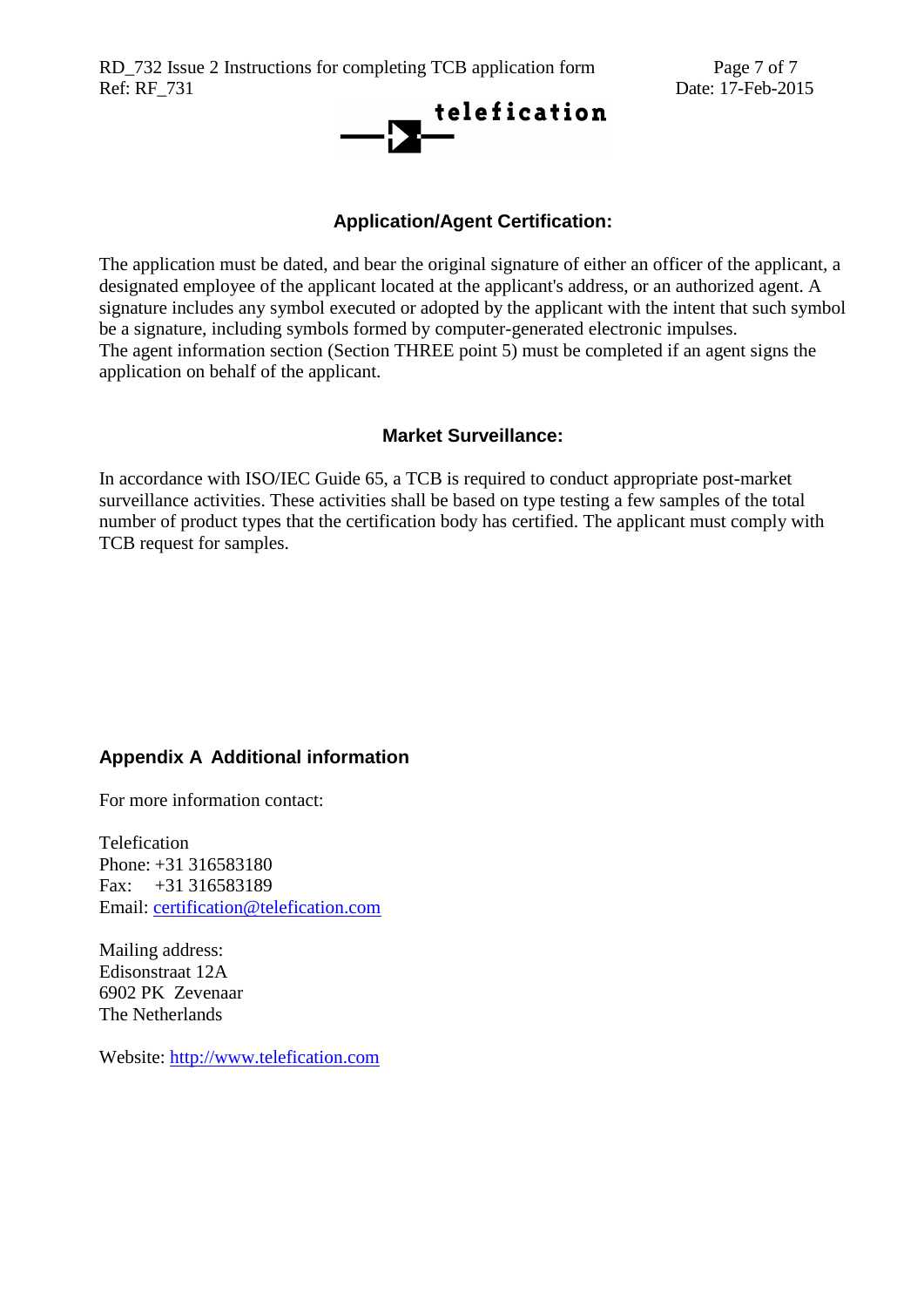## Application/Agent Certification:

The application must be dated, and bear the original signature of either an officer of the applicant, a designated employee of the applicant located at the applicant's address, or an authorized agent. A signature includes any symbol executed or adopted by the applicant with the intent that such symbol be a signature, including symbols formed by computer-generated electronic impulses.
The agent information section (Section THREE point 5) must be completed if an agent signs the application on behalf of the applicant.

## Market Surveillance:

In accordance with ISO/IEC Guide 65, a TCB is required to conduct appropriate post-market surveillance activities. These activities shall be based on type testing a few samples of the total number of product types that the certification body has certified. The applicant must comply with TCB request for samples.

# Appendix A Additional information

For more information contact:

Telefication
Phone: +31 316583180
Fax: +31 316583189
Email: certification@telefication.com

Mailing address:
Edisonstraat 12A
6902 PK Zevenaar
The Netherlands

Website: http://www.telefication.com